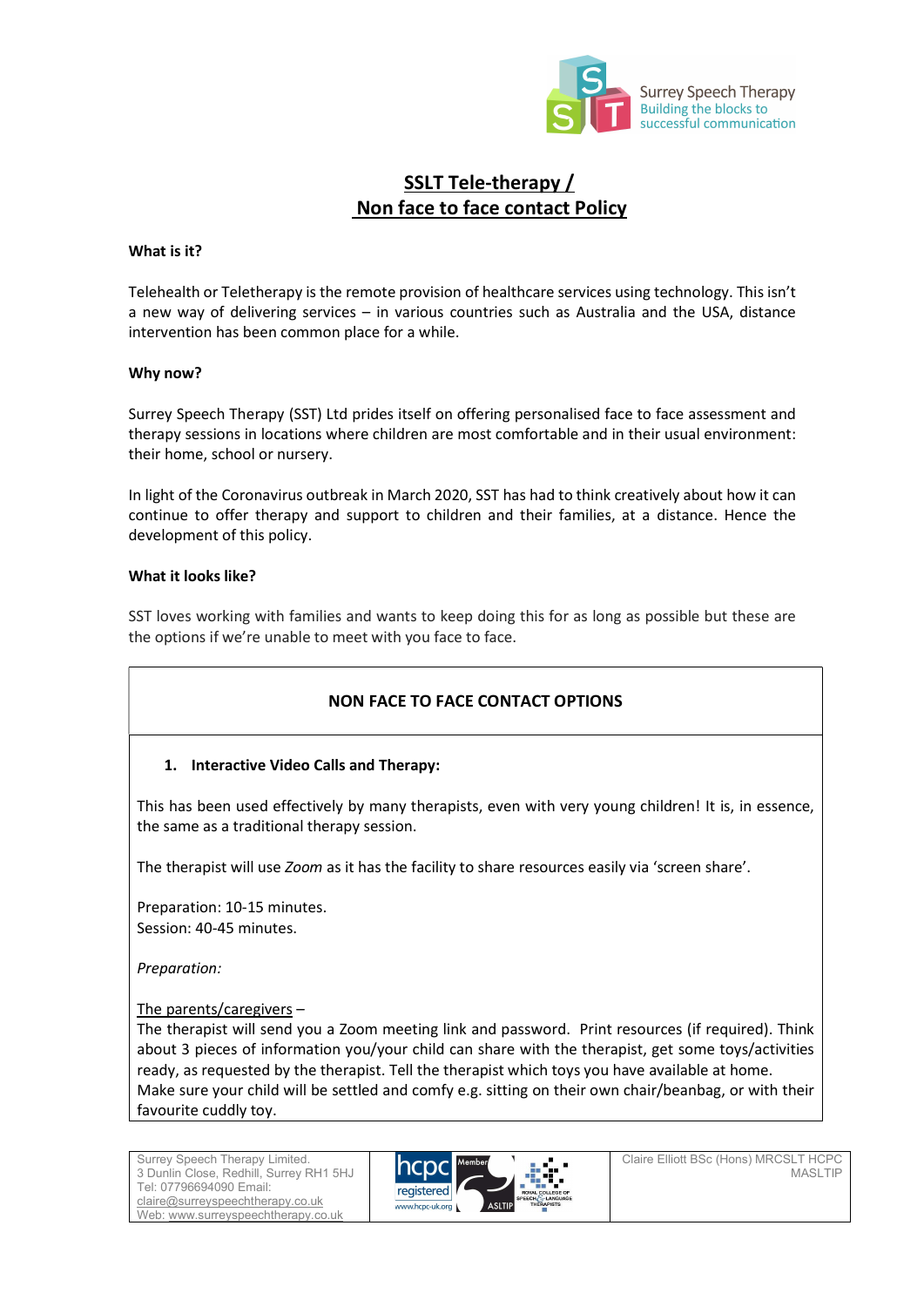Surrey Speech Therapy
Building the blocks to successful communication

# SSLT Tele-therapy / Non face to face contact Policy

**What is it?**

Telehealth or Teletherapy is the remote provision of healthcare services using technology. This isn't a new way of delivering services – in various countries such as Australia and the USA, distance intervention has been common place for a while.

**Why now?**

Surrey Speech Therapy (SST) Ltd prides itself on offering personalised face to face assessment and therapy sessions in locations where children are most comfortable and in their usual environment: their home, school or nursery.

In light of the Coronavirus outbreak in March 2020, SST has had to think creatively about how it can continue to offer therapy and support to children and their families, at a distance. Hence the development of this policy.

**What it looks like?**

SST loves working with families and wants to keep doing this for as long as possible but these are the options if we're unable to meet with you face to face.

## NON FACE TO FACE CONTACT OPTIONS

1. **Interactive Video Calls and Therapy:**

This has been used effectively by many therapists, even with very young children! It is, in essence, the same as a traditional therapy session.

The therapist will use *Zoom* as it has the facility to share resources easily via 'screen share'.

Preparation: 10-15 minutes.
Session: 40-45 minutes.

*Preparation:*

The parents/caregivers –
The therapist will send you a Zoom meeting link and password. Print resources (if required). Think about 3 pieces of information you/your child can share with the therapist, get some toys/activities ready, as requested by the therapist. Tell the therapist which toys you have available at home.
Make sure your child will be settled and comfy e.g. sitting on their own chair/beanbag, or with their favourite cuddly toy.

Surrey Speech Therapy Limited.
3 Dunlin Close, Redhill, Surrey RH1 5HJ
Tel: 07796694090 Email: claire@surreyspeechtherapy.co.uk
Web: www.surreyspeechtherapy.co.uk

Claire Elliott BSc (Hons) MRCSLT HCPC MASLTIP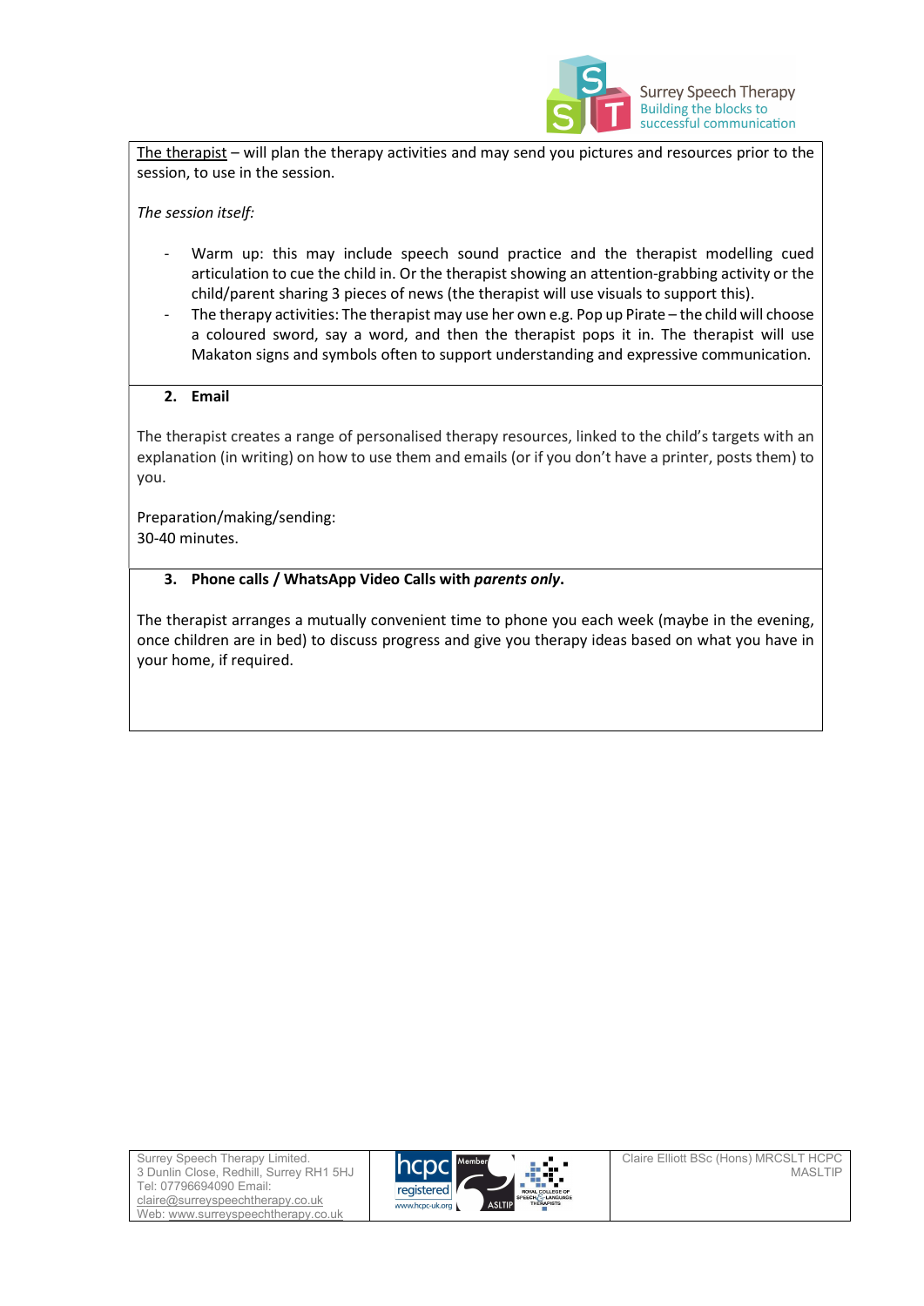The therapist – will plan the therapy activities and may send you pictures and resources prior to the session, to use in the session.

*The session itself:*

- Warm up: this may include speech sound practice and the therapist modelling cued articulation to cue the child in. Or the therapist showing an attention-grabbing activity or the child/parent sharing 3 pieces of news (the therapist will use visuals to support this).
- The therapy activities: The therapist may use her own e.g. Pop up Pirate – the child will choose a coloured sword, say a word, and then the therapist pops it in. The therapist will use Makaton signs and symbols often to support understanding and expressive communication.

**2. Email**

The therapist creates a range of personalised therapy resources, linked to the child's targets with an explanation (in writing) on how to use them and emails (or if you don't have a printer, posts them) to you.

Preparation/making/sending:
30-40 minutes.

**3. Phone calls / WhatsApp Video Calls with *parents only*.**

The therapist arranges a mutually convenient time to phone you each week (maybe in the evening, once children are in bed) to discuss progress and give you therapy ideas based on what you have in your home, if required.